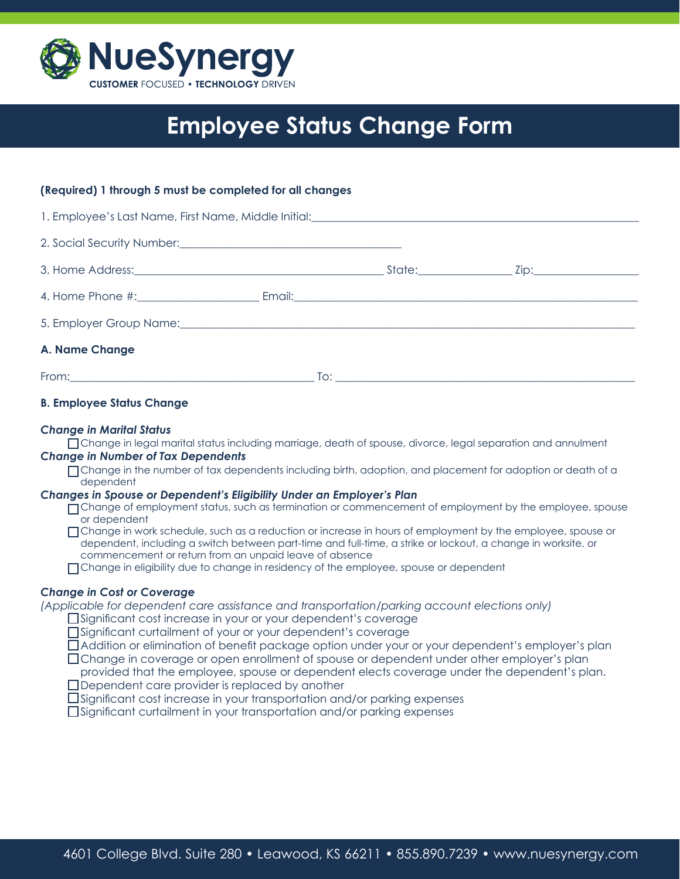NueSynergy

CUSTOMER FOCUSED • TECHNOLOGY DRIVEN

# Employee Status Change Form

**(Required) 1 through 5 must be completed for all changes**

1. Employee's Last Name, First Name, Middle Initial:\_\_\_\_\_\_\_\_\_\_\_\_\_\_\_\_\_\_\_\_\_\_\_\_\_\_\_\_\_\_\_\_\_\_\_\_

2. Social Security Number:\_\_\_\_\_\_\_\_\_\_\_\_\_\_\_\_\_\_\_\_\_\_\_\_\_\_\_\_

3. Home Address:\_\_\_\_\_\_\_\_\_\_\_\_\_\_\_\_\_\_\_\_\_\_\_\_\_\_\_\_ State:\_\_\_\_\_\_\_\_\_\_ Zip:\_\_\_\_\_\_\_\_\_\_\_\_

4. Home Phone #:\_\_\_\_\_\_\_\_\_\_\_\_\_\_ Email:\_\_\_\_\_\_\_\_\_\_\_\_\_\_\_\_\_\_\_\_\_\_\_\_\_\_\_\_\_\_\_\_\_\_\_\_\_\_\_\_

5. Employer Group Name:\_\_\_\_\_\_\_\_\_\_\_\_\_\_\_\_\_\_\_\_\_\_\_\_\_\_\_\_\_\_\_\_\_\_\_\_\_\_\_\_\_\_\_\_\_\_\_\_\_\_\_\_

**A. Name Change**

From:\_\_\_\_\_\_\_\_\_\_\_\_\_\_\_\_\_\_\_\_\_\_\_\_\_\_\_\_ To: \_\_\_\_\_\_\_\_\_\_\_\_\_\_\_\_\_\_\_\_\_\_\_\_\_\_\_\_\_\_\_\_\_\_\_\_

**B. Employee Status Change**

***Change in Marital Status***

- ☐ Change in legal marital status including marriage, death of spouse, divorce, legal separation and annulment

***Change in Number of Tax Dependents***

- ☐ Change in the number of tax dependents including birth, adoption, and placement for adoption or death of a dependent

***Changes in Spouse or Dependent's Eligibility Under an Employer's Plan***

- ☐ Change of employment status, such as termination or commencement of employment by the employee, spouse or dependent
- ☐ Change in work schedule, such as a reduction or increase in hours of employment by the employee, spouse or dependent, including a switch between part-time and full-time, a strike or lockout, a change in worksite, or commencement or return from an unpaid leave of absence
- ☐ Change in eligibility due to change in residency of the employee, spouse or dependent

***Change in Cost or Coverage***

*(Applicable for dependent care assistance and transportation/parking account elections only)*

- ☐ Significant cost increase in your or your dependent's coverage
- ☐ Significant curtailment of your or your dependent's coverage
- ☐ Addition or elimination of benefit package option under your or your dependent's employer's plan
- ☐ Change in coverage or open enrollment of spouse or dependent under other employer's plan provided that the employee, spouse or dependent elects coverage under the dependent's plan.
- ☐ Dependent care provider is replaced by another
- ☐ Significant cost increase in your transportation and/or parking expenses
- ☐ Significant curtailment in your transportation and/or parking expenses

4601 College Blvd. Suite 280 • Leawood, KS 66211 • 855.890.7239 • www.nuesynergy.com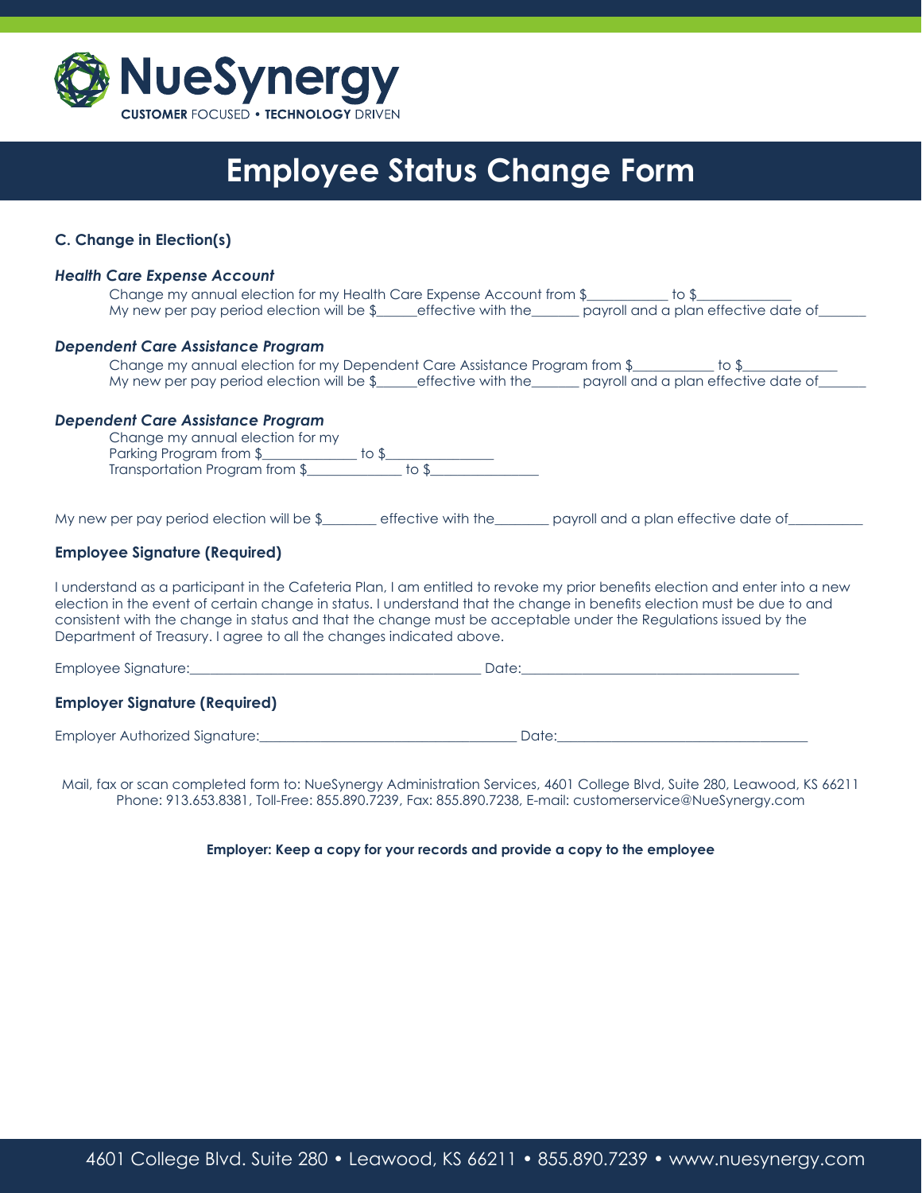NueSynergy
CUSTOMER FOCUSED • TECHNOLOGY DRIVEN

# Employee Status Change Form

### C. Change in Election(s)

***Health Care Expense Account***

Change my annual election for my Health Care Expense Account from $___________ to $_____________
My new per pay period election will be $_____effective with the______ payroll and a plan effective date of______

***Dependent Care Assistance Program***

Change my annual election for my Dependent Care Assistance Program from $___________ to $_____________
My new per pay period election will be $_____effective with the______ payroll and a plan effective date of______

***Dependent Care Assistance Program***

Change my annual election for my
Parking Program from $_____________ to $_______________
Transportation Program from $_____________ to $_______________

My new per pay period election will be $_______ effective with the_______ payroll and a plan effective date of__________

### Employee Signature (Required)

I understand as a participant in the Cafeteria Plan, I am entitled to revoke my prior benefits election and enter into a new election in the event of certain change in status. I understand that the change in benefits election must be due to and consistent with the change in status and that the change must be acceptable under the Regulations issued by the Department of Treasury. I agree to all the changes indicated above.

Employee Signature:_________________________________________ Date:_______________________________________

### Employer Signature (Required)

Employer Authorized Signature:____________________________________ Date:___________________________________

Mail, fax or scan completed form to: NueSynergy Administration Services, 4601 College Blvd, Suite 280, Leawood, KS 66211
Phone: 913.653.8381, Toll-Free: 855.890.7239, Fax: 855.890.7238, E-mail: customerservice@NueSynergy.com

**Employer: Keep a copy for your records and provide a copy to the employee**